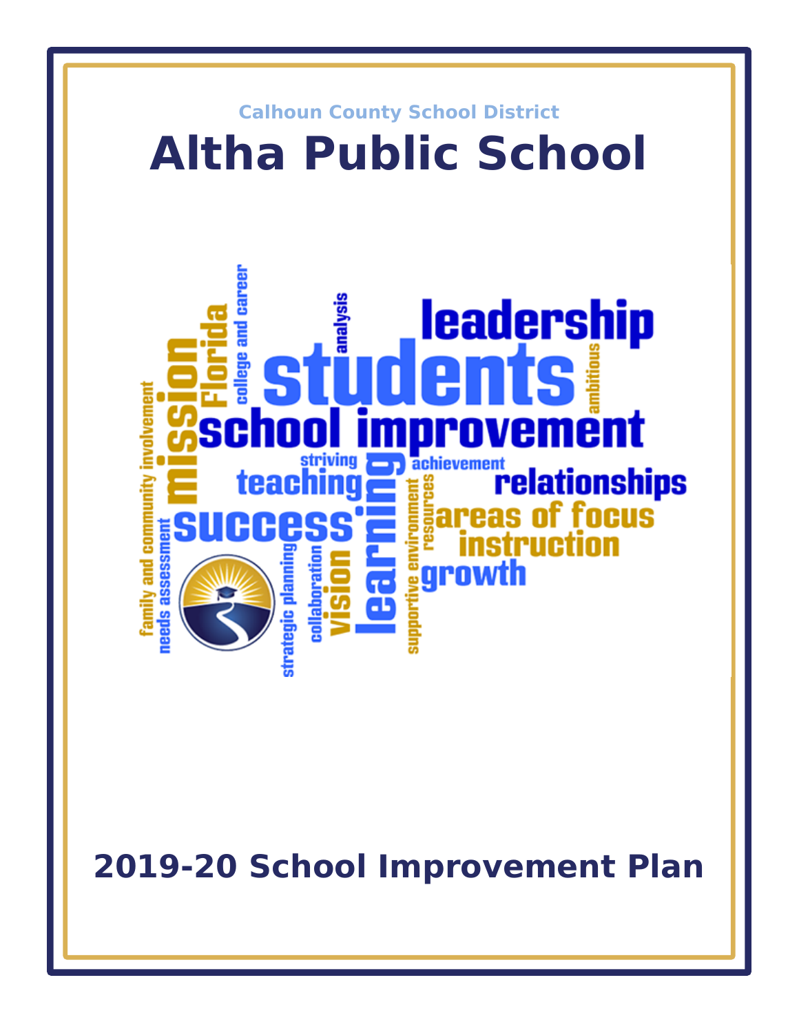Calhoun County School District

# Altha Public School

## 2019-20 School Improvement Plan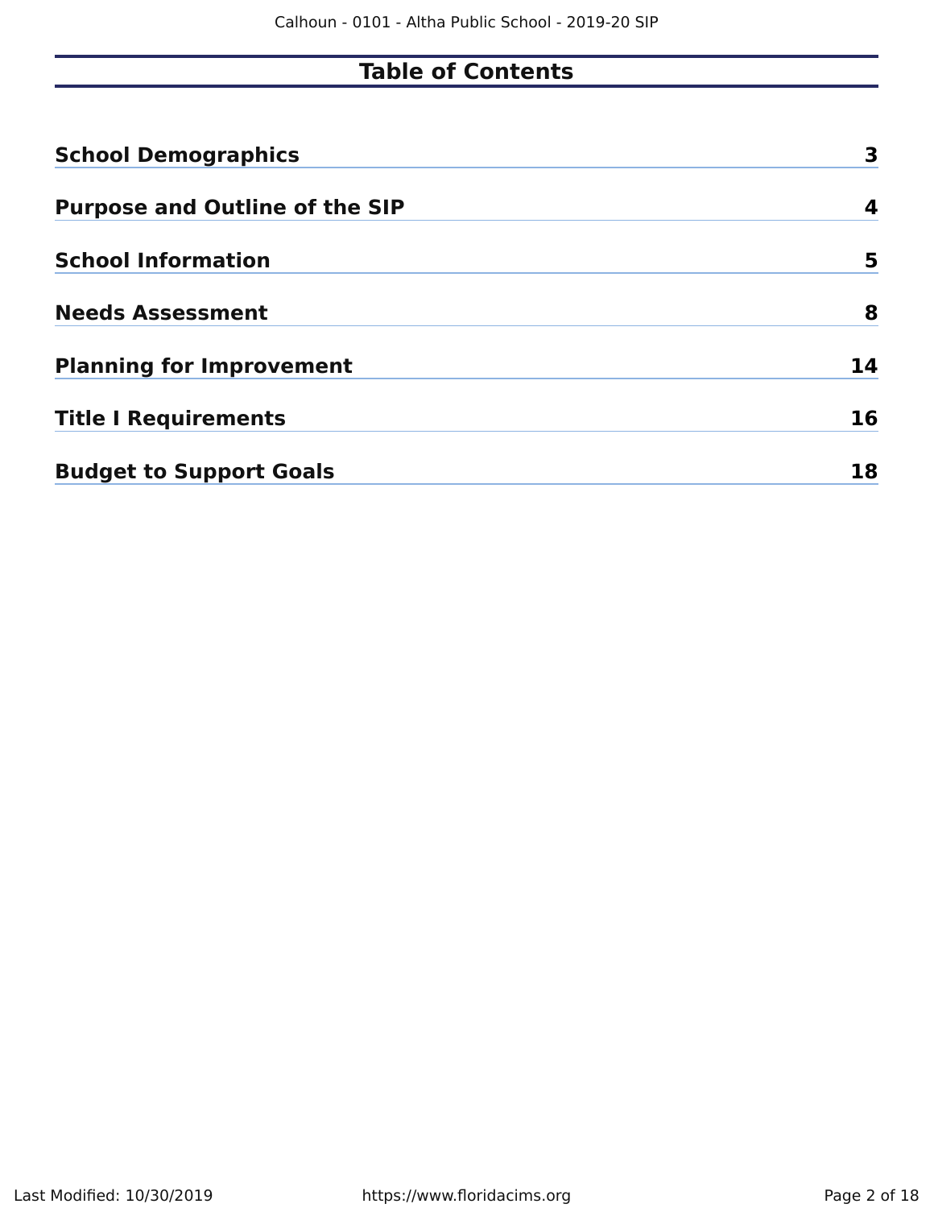# Table of Contents

| | |
|---|---|
| **School Demographics** | **3** |
| **Purpose and Outline of the SIP** | **4** |
| **School Information** | **5** |
| **Needs Assessment** | **8** |
| **Planning for Improvement** | **14** |
| **Title I Requirements** | **16** |
| **Budget to Support Goals** | **18** |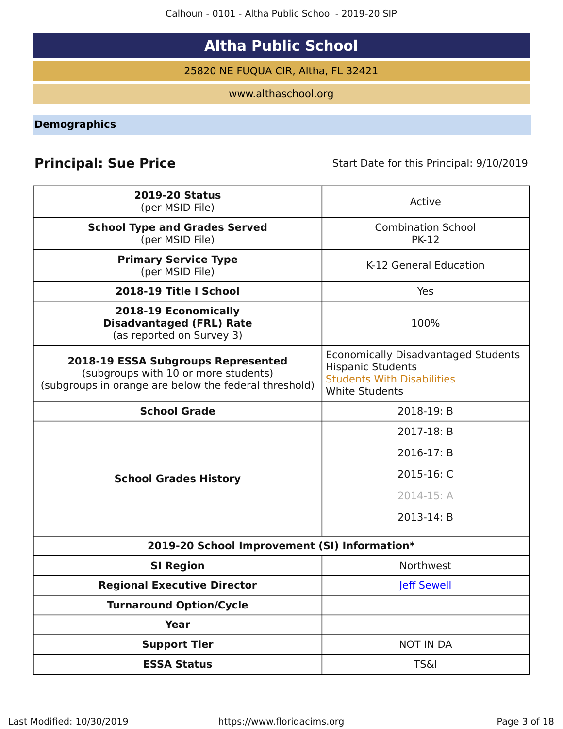# Altha Public School

25820 NE FUQUA CIR, Altha, FL 32421

www.althaschool.org

## Demographics

**Principal: Sue Price**

Start Date for this Principal: 9/10/2019

| | |
|---|---|
| **2019-20 Status** (per MSID File) | Active |
| **School Type and Grades Served** (per MSID File) | Combination School PK-12 |
| **Primary Service Type** (per MSID File) | K-12 General Education |
| **2018-19 Title I School** | Yes |
| **2018-19 Economically Disadvantaged (FRL) Rate** (as reported on Survey 3) | 100% |
| **2018-19 ESSA Subgroups Represented** (subgroups with 10 or more students) (subgroups in orange are below the federal threshold) | Economically Disadvantaged Students<br>Hispanic Students<br>Students With Disabilities<br>White Students |
| **School Grade** | 2018-19: B |
| **School Grades History** | 2017-18: B<br>2016-17: B<br>2015-16: C<br>2014-15: A<br>2013-14: B |
| **2019-20 School Improvement (SI) Information*** | |
| **SI Region** | Northwest |
| **Regional Executive Director** | Jeff Sewell |
| **Turnaround Option/Cycle** | |
| **Year** | |
| **Support Tier** | NOT IN DA |
| **ESSA Status** | TS&I |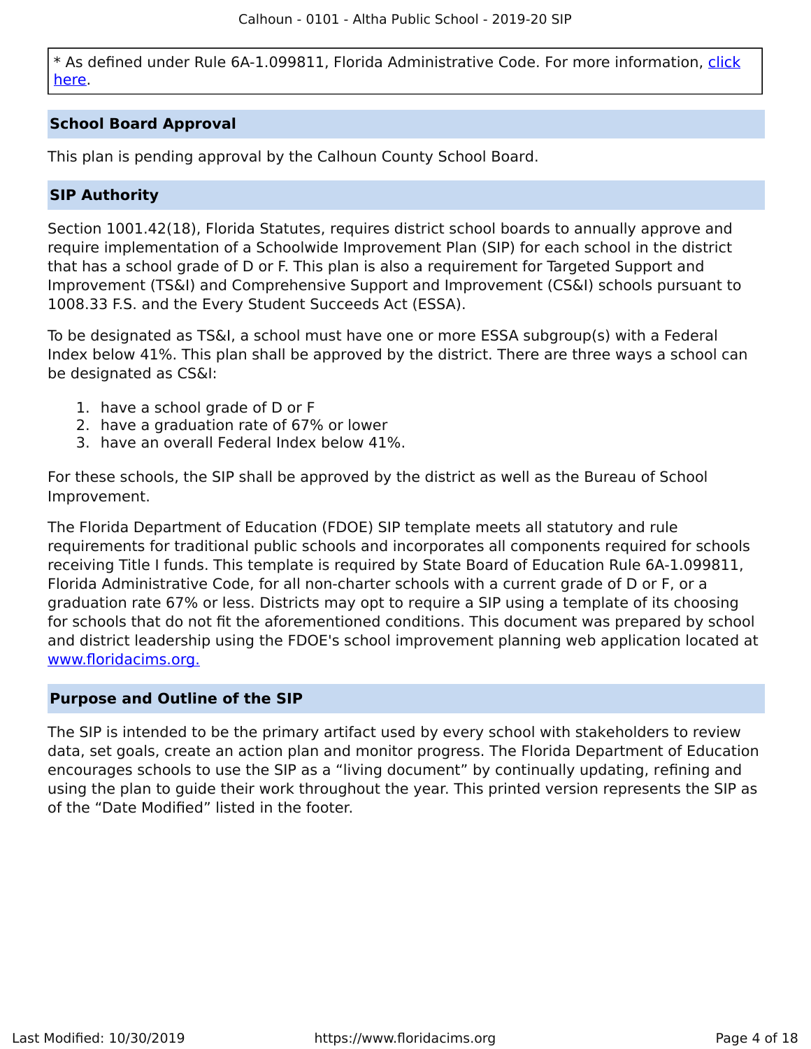* As defined under Rule 6A-1.099811, Florida Administrative Code. For more information, click here.

## School Board Approval

This plan is pending approval by the Calhoun County School Board.

## SIP Authority

Section 1001.42(18), Florida Statutes, requires district school boards to annually approve and require implementation of a Schoolwide Improvement Plan (SIP) for each school in the district that has a school grade of D or F. This plan is also a requirement for Targeted Support and Improvement (TS&I) and Comprehensive Support and Improvement (CS&I) schools pursuant to 1008.33 F.S. and the Every Student Succeeds Act (ESSA).

To be designated as TS&I, a school must have one or more ESSA subgroup(s) with a Federal Index below 41%. This plan shall be approved by the district. There are three ways a school can be designated as CS&I:

1. have a school grade of D or F
2. have a graduation rate of 67% or lower
3. have an overall Federal Index below 41%.

For these schools, the SIP shall be approved by the district as well as the Bureau of School Improvement.

The Florida Department of Education (FDOE) SIP template meets all statutory and rule requirements for traditional public schools and incorporates all components required for schools receiving Title I funds. This template is required by State Board of Education Rule 6A-1.099811, Florida Administrative Code, for all non-charter schools with a current grade of D or F, or a graduation rate 67% or less. Districts may opt to require a SIP using a template of its choosing for schools that do not fit the aforementioned conditions. This document was prepared by school and district leadership using the FDOE's school improvement planning web application located at www.floridacims.org.

## Purpose and Outline of the SIP

The SIP is intended to be the primary artifact used by every school with stakeholders to review data, set goals, create an action plan and monitor progress. The Florida Department of Education encourages schools to use the SIP as a “living document” by continually updating, refining and using the plan to guide their work throughout the year. This printed version represents the SIP as of the “Date Modified” listed in the footer.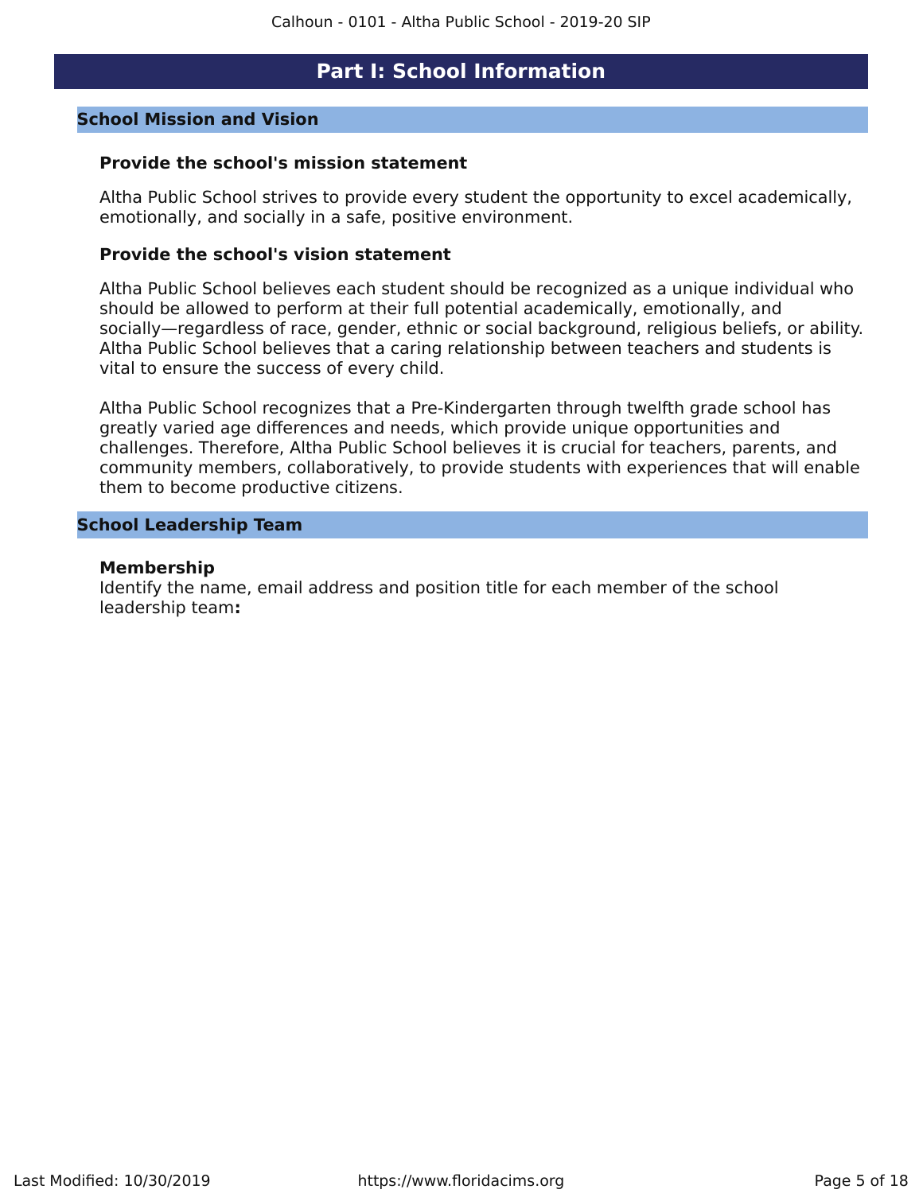# Part I: School Information

## School Mission and Vision

### Provide the school's mission statement

Altha Public School strives to provide every student the opportunity to excel academically, emotionally, and socially in a safe, positive environment.

### Provide the school's vision statement

Altha Public School believes each student should be recognized as a unique individual who should be allowed to perform at their full potential academically, emotionally, and socially—regardless of race, gender, ethnic or social background, religious beliefs, or ability. Altha Public School believes that a caring relationship between teachers and students is vital to ensure the success of every child.

Altha Public School recognizes that a Pre-Kindergarten through twelfth grade school has greatly varied age differences and needs, which provide unique opportunities and challenges. Therefore, Altha Public School believes it is crucial for teachers, parents, and community members, collaboratively, to provide students with experiences that will enable them to become productive citizens.

## School Leadership Team

### Membership

Identify the name, email address and position title for each member of the school leadership team**:**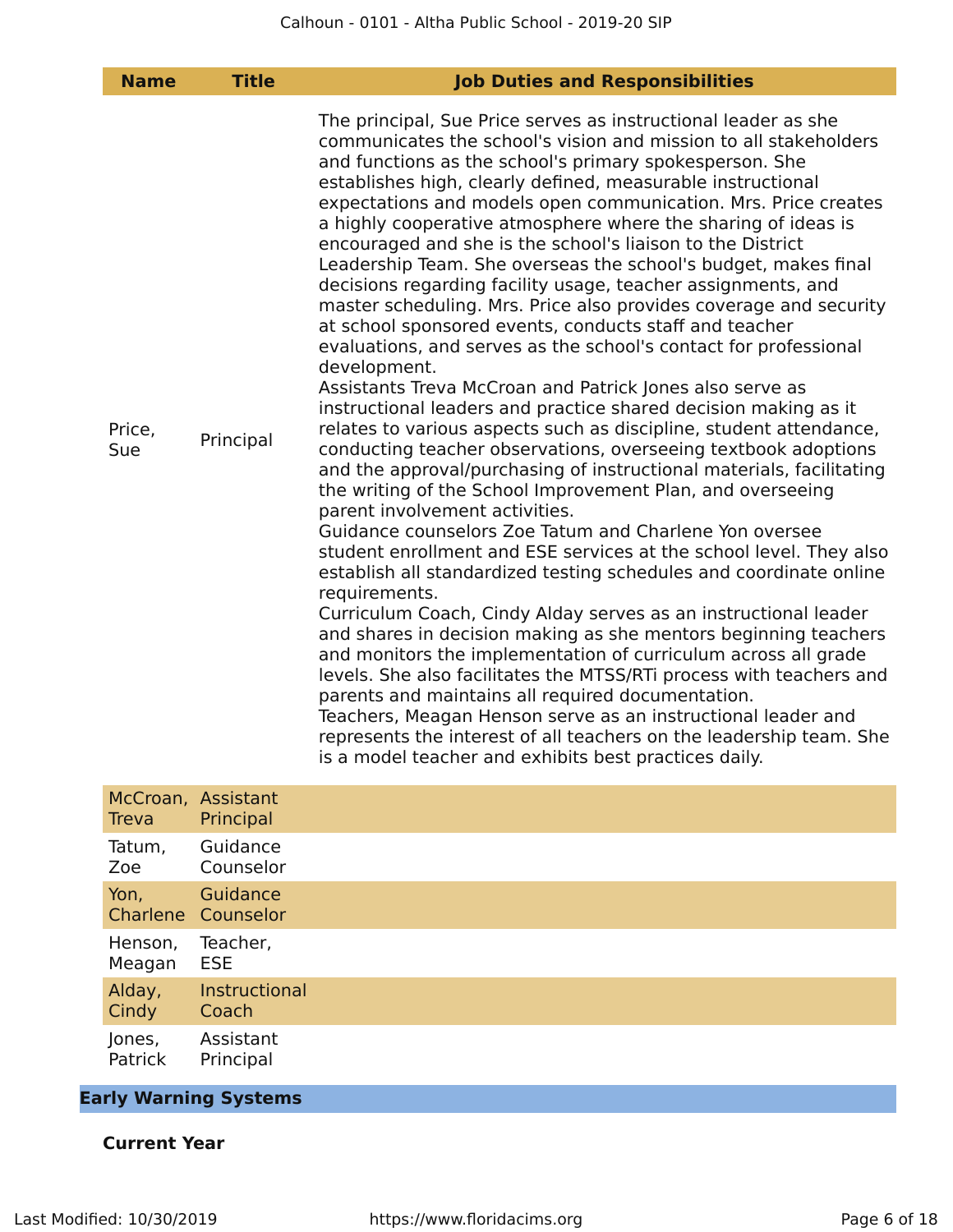| Name | Title | Job Duties and Responsibilities |
|---|---|---|
| Price, Sue | Principal | The principal, Sue Price serves as instructional leader as she communicates the school's vision and mission to all stakeholders and functions as the school's primary spokesperson. She establishes high, clearly defined, measurable instructional expectations and models open communication. Mrs. Price creates a highly cooperative atmosphere where the sharing of ideas is encouraged and she is the school's liaison to the District Leadership Team. She overseas the school's budget, makes final decisions regarding facility usage, teacher assignments, and master scheduling. Mrs. Price also provides coverage and security at school sponsored events, conducts staff and teacher evaluations, and serves as the school's contact for professional development.<br>Assistants Treva McCroan and Patrick Jones also serve as instructional leaders and practice shared decision making as it relates to various aspects such as discipline, student attendance, conducting teacher observations, overseeing textbook adoptions and the approval/purchasing of instructional materials, facilitating the writing of the School Improvement Plan, and overseeing parent involvement activities.<br>Guidance counselors Zoe Tatum and Charlene Yon oversee student enrollment and ESE services at the school level. They also establish all standardized testing schedules and coordinate online requirements.<br>Curriculum Coach, Cindy Alday serves as an instructional leader and shares in decision making as she mentors beginning teachers and monitors the implementation of curriculum across all grade levels. She also facilitates the MTSS/RTi process with teachers and parents and maintains all required documentation.<br>Teachers, Meagan Henson serve as an instructional leader and represents the interest of all teachers on the leadership team. She is a model teacher and exhibits best practices daily. |
| McCroan, Treva | Assistant Principal | |
| Tatum, Zoe | Guidance Counselor | |
| Yon, Charlene | Guidance Counselor | |
| Henson, Meagan | Teacher, ESE | |
| Alday, Cindy | Instructional Coach | |
| Jones, Patrick | Assistant Principal | |

## Early Warning Systems

### Current Year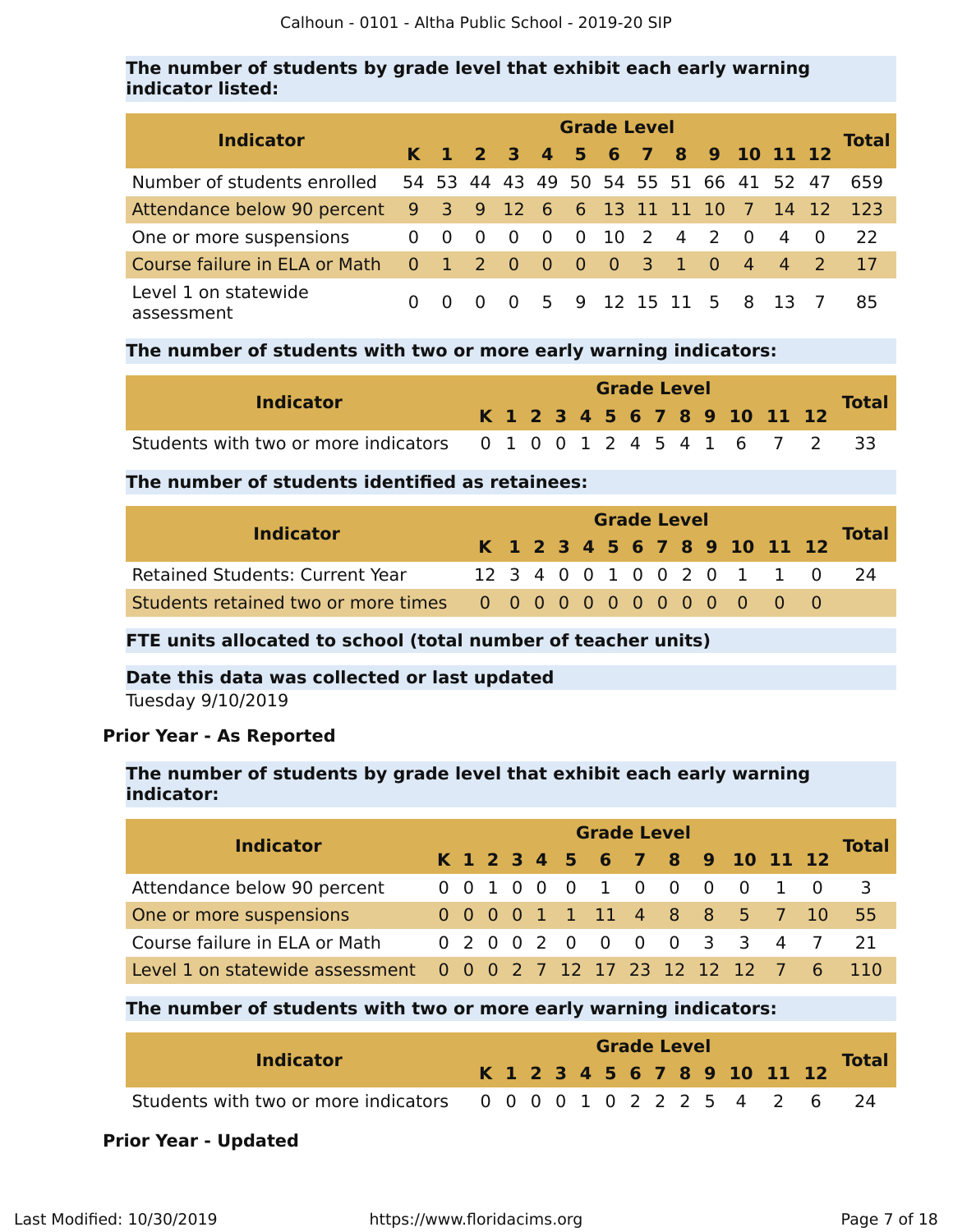### The number of students by grade level that exhibit each early warning indicator listed:

| Indicator | Grade Level | | | | | | | | | | | | | Total |
|---|---|---|---|---|---|---|---|---|---|---|---|---|---|---|
| | K | 1 | 2 | 3 | 4 | 5 | 6 | 7 | 8 | 9 | 10 | 11 | 12 | |
| Number of students enrolled | 54 | 53 | 44 | 43 | 49 | 50 | 54 | 55 | 51 | 66 | 41 | 52 | 47 | 659 |
| Attendance below 90 percent | 9 | 3 | 9 | 12 | 6 | 6 | 13 | 11 | 11 | 10 | 7 | 14 | 12 | 123 |
| One or more suspensions | 0 | 0 | 0 | 0 | 0 | 0 | 10 | 2 | 4 | 2 | 0 | 4 | 0 | 22 |
| Course failure in ELA or Math | 0 | 1 | 2 | 0 | 0 | 0 | 0 | 3 | 1 | 0 | 4 | 4 | 2 | 17 |
| Level 1 on statewide assessment | 0 | 0 | 0 | 0 | 5 | 9 | 12 | 15 | 11 | 5 | 8 | 13 | 7 | 85 |

### The number of students with two or more early warning indicators:

| Indicator | Grade Level | | | | | | | | | | | | | Total |
|---|---|---|---|---|---|---|---|---|---|---|---|---|---|---|
| | K | 1 | 2 | 3 | 4 | 5 | 6 | 7 | 8 | 9 | 10 | 11 | 12 | |
| Students with two or more indicators | 0 | 1 | 0 | 0 | 1 | 2 | 4 | 5 | 4 | 1 | 6 | 7 | 2 | 33 |

### The number of students identified as retainees:

| Indicator | Grade Level | | | | | | | | | | | | | Total |
|---|---|---|---|---|---|---|---|---|---|---|---|---|---|---|
| | K | 1 | 2 | 3 | 4 | 5 | 6 | 7 | 8 | 9 | 10 | 11 | 12 | |
| Retained Students: Current Year | 12 | 3 | 4 | 0 | 0 | 1 | 0 | 0 | 2 | 0 | 1 | 1 | 0 | 24 |
| Students retained two or more times | 0 | 0 | 0 | 0 | 0 | 0 | 0 | 0 | 0 | 0 | 0 | 0 | 0 | |

### FTE units allocated to school (total number of teacher units)

### Date this data was collected or last updated

Tuesday 9/10/2019

## Prior Year - As Reported

### The number of students by grade level that exhibit each early warning indicator:

| Indicator | Grade Level | | | | | | | | | | | | | Total |
|---|---|---|---|---|---|---|---|---|---|---|---|---|---|---|
| | K | 1 | 2 | 3 | 4 | 5 | 6 | 7 | 8 | 9 | 10 | 11 | 12 | |
| Attendance below 90 percent | 0 | 0 | 1 | 0 | 0 | 0 | 1 | 0 | 0 | 0 | 0 | 1 | 0 | 3 |
| One or more suspensions | 0 | 0 | 0 | 0 | 1 | 1 | 11 | 4 | 8 | 8 | 5 | 7 | 10 | 55 |
| Course failure in ELA or Math | 0 | 2 | 0 | 0 | 2 | 0 | 0 | 0 | 0 | 3 | 3 | 4 | 7 | 21 |
| Level 1 on statewide assessment | 0 | 0 | 0 | 2 | 7 | 12 | 17 | 23 | 12 | 12 | 12 | 7 | 6 | 110 |

### The number of students with two or more early warning indicators:

| Indicator | Grade Level | | | | | | | | | | | | | Total |
|---|---|---|---|---|---|---|---|---|---|---|---|---|---|---|
| | K | 1 | 2 | 3 | 4 | 5 | 6 | 7 | 8 | 9 | 10 | 11 | 12 | |
| Students with two or more indicators | 0 | 0 | 0 | 0 | 1 | 0 | 2 | 2 | 2 | 5 | 4 | 2 | 6 | 24 |

## Prior Year - Updated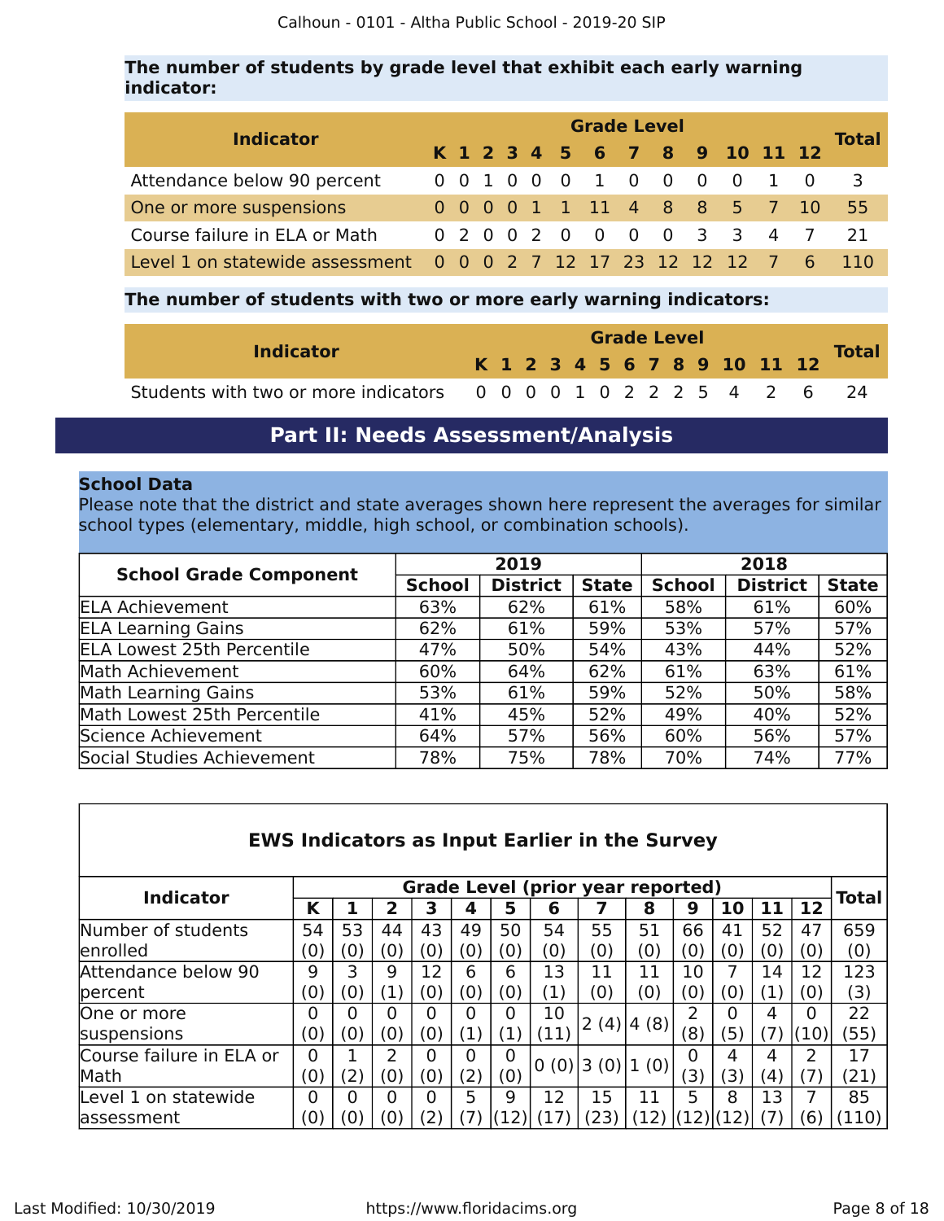**The number of students by grade level that exhibit each early warning indicator:**

| Indicator | Grade Level | | | | | | | | | | | | | Total |
|---|---|---|---|---|---|---|---|---|---|---|---|---|---|---|
| | K | 1 | 2 | 3 | 4 | 5 | 6 | 7 | 8 | 9 | 10 | 11 | 12 | |
| Attendance below 90 percent | 0 | 0 | 1 | 0 | 0 | 0 | 1 | 0 | 0 | 0 | 0 | 1 | 0 | 3 |
| One or more suspensions | 0 | 0 | 0 | 0 | 1 | 1 | 11 | 4 | 8 | 8 | 5 | 7 | 10 | 55 |
| Course failure in ELA or Math | 0 | 2 | 0 | 0 | 2 | 0 | 0 | 0 | 0 | 3 | 3 | 4 | 7 | 21 |
| Level 1 on statewide assessment | 0 | 0 | 0 | 2 | 7 | 12 | 17 | 23 | 12 | 12 | 12 | 7 | 6 | 110 |

**The number of students with two or more early warning indicators:**

| Indicator | Grade Level | | | | | | | | | | | | | Total |
|---|---|---|---|---|---|---|---|---|---|---|---|---|---|---|
| | K | 1 | 2 | 3 | 4 | 5 | 6 | 7 | 8 | 9 | 10 | 11 | 12 | |
| Students with two or more indicators | 0 | 0 | 0 | 0 | 1 | 0 | 2 | 2 | 2 | 5 | 4 | 2 | 6 | 24 |

## Part II: Needs Assessment/Analysis

**School Data**

Please note that the district and state averages shown here represent the averages for similar school types (elementary, middle, high school, or combination schools).

| School Grade Component | 2019 | | | 2018 | | |
|---|---|---|---|---|---|---|
| | School | District | State | School | District | State |
| ELA Achievement | 63% | 62% | 61% | 58% | 61% | 60% |
| ELA Learning Gains | 62% | 61% | 59% | 53% | 57% | 57% |
| ELA Lowest 25th Percentile | 47% | 50% | 54% | 43% | 44% | 52% |
| Math Achievement | 60% | 64% | 62% | 61% | 63% | 61% |
| Math Learning Gains | 53% | 61% | 59% | 52% | 50% | 58% |
| Math Lowest 25th Percentile | 41% | 45% | 52% | 49% | 40% | 52% |
| Science Achievement | 64% | 57% | 56% | 60% | 56% | 57% |
| Social Studies Achievement | 78% | 75% | 78% | 70% | 74% | 77% |

**EWS Indicators as Input Earlier in the Survey**

| Indicator | Grade Level (prior year reported) | | | | | | | | | | | | | Total |
|---|---|---|---|---|---|---|---|---|---|---|---|---|---|---|
| | K | 1 | 2 | 3 | 4 | 5 | 6 | 7 | 8 | 9 | 10 | 11 | 12 | |
| Number of students enrolled | 54 (0) | 53 (0) | 44 (0) | 43 (0) | 49 (0) | 50 (0) | 54 (0) | 55 (0) | 51 (0) | 66 (0) | 41 (0) | 52 (0) | 47 (0) | 659 (0) |
| Attendance below 90 percent | 9 (0) | 3 (0) | 9 (1) | 12 (0) | 6 (0) | 6 (0) | 13 (1) | 11 (0) | 11 (0) | 10 (0) | 7 (0) | 14 (1) | 12 (0) | 123 (3) |
| One or more suspensions | 0 (0) | 0 (0) | 0 (0) | 0 (0) | 0 (1) | 0 (1) | 10 (11) | 2 (4) | 4 (8) | 2 (8) | 0 (5) | 4 (7) | 0 (10) | 22 (55) |
| Course failure in ELA or Math | 0 (0) | 1 (2) | 2 (0) | 0 (0) | 0 (2) | 0 (0) | 0 (0) | 3 (0) | 1 (0) | 0 (3) | 4 (3) | 4 (4) | 2 (7) | 17 (21) |
| Level 1 on statewide assessment | 0 (0) | 0 (0) | 0 (0) | 0 (2) | 5 (7) | 9 (12) | 12 (17) | 15 (23) | 11 (12) | 5 (12) | 8 (12) | 13 (7) | 7 (6) | 85 (110) |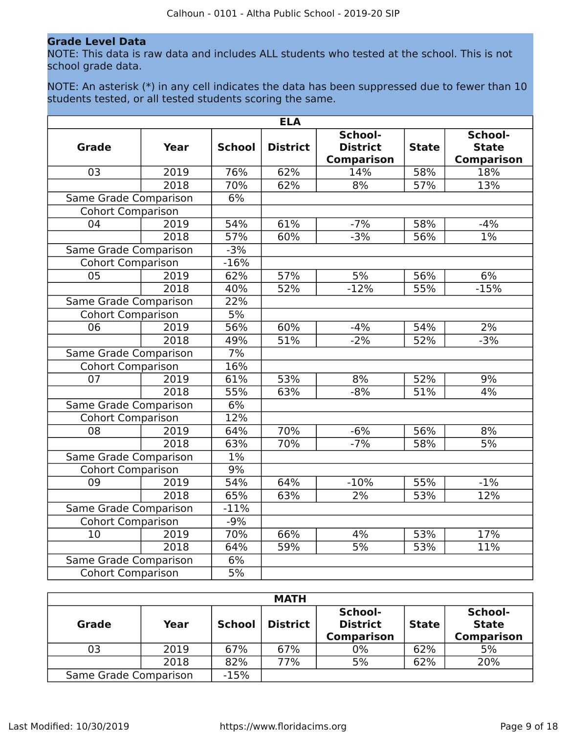## Grade Level Data

NOTE: This data is raw data and includes ALL students who tested at the school. This is not school grade data.

NOTE: An asterisk (*) in any cell indicates the data has been suppressed due to fewer than 10 students tested, or all tested students scoring the same.

| ELA | | | | | | |
|---|---|---|---|---|---|---|
| **Grade** | **Year** | **School** | **District** | **School-District Comparison** | **State** | **School-State Comparison** |
| 03 | 2019 | 76% | 62% | 14% | 58% | 18% |
| | 2018 | 70% | 62% | 8% | 57% | 13% |
| Same Grade Comparison | | 6% | | | | |
| Cohort Comparison | | | | | | |
| 04 | 2019 | 54% | 61% | -7% | 58% | -4% |
| | 2018 | 57% | 60% | -3% | 56% | 1% |
| Same Grade Comparison | | -3% | | | | |
| Cohort Comparison | | -16% | | | | |
| 05 | 2019 | 62% | 57% | 5% | 56% | 6% |
| | 2018 | 40% | 52% | -12% | 55% | -15% |
| Same Grade Comparison | | 22% | | | | |
| Cohort Comparison | | 5% | | | | |
| 06 | 2019 | 56% | 60% | -4% | 54% | 2% |
| | 2018 | 49% | 51% | -2% | 52% | -3% |
| Same Grade Comparison | | 7% | | | | |
| Cohort Comparison | | 16% | | | | |
| 07 | 2019 | 61% | 53% | 8% | 52% | 9% |
| | 2018 | 55% | 63% | -8% | 51% | 4% |
| Same Grade Comparison | | 6% | | | | |
| Cohort Comparison | | 12% | | | | |
| 08 | 2019 | 64% | 70% | -6% | 56% | 8% |
| | 2018 | 63% | 70% | -7% | 58% | 5% |
| Same Grade Comparison | | 1% | | | | |
| Cohort Comparison | | 9% | | | | |
| 09 | 2019 | 54% | 64% | -10% | 55% | -1% |
| | 2018 | 65% | 63% | 2% | 53% | 12% |
| Same Grade Comparison | | -11% | | | | |
| Cohort Comparison | | -9% | | | | |
| 10 | 2019 | 70% | 66% | 4% | 53% | 17% |
| | 2018 | 64% | 59% | 5% | 53% | 11% |
| Same Grade Comparison | | 6% | | | | |
| Cohort Comparison | | 5% | | | | |

| MATH | | | | | | |
|---|---|---|---|---|---|---|
| **Grade** | **Year** | **School** | **District** | **School-District Comparison** | **State** | **School-State Comparison** |
| 03 | 2019 | 67% | 67% | 0% | 62% | 5% |
| | 2018 | 82% | 77% | 5% | 62% | 20% |
| Same Grade Comparison | | -15% | | | | |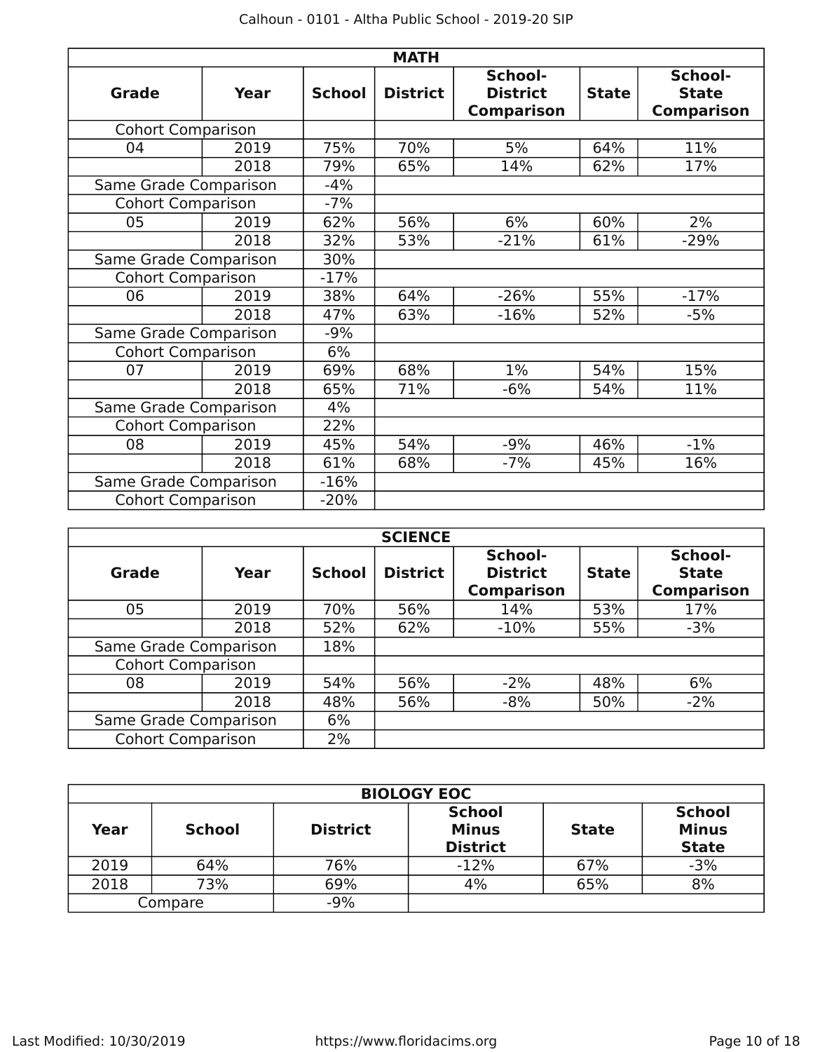| MATH | | | | | | |
|---|---|---|---|---|---|---|
| **Grade** | **Year** | **School** | **District** | **School-District Comparison** | **State** | **School-State Comparison** |
| Cohort Comparison | | | | | | |
| 04 | 2019 | 75% | 70% | 5% | 64% | 11% |
| | 2018 | 79% | 65% | 14% | 62% | 17% |
| Same Grade Comparison | | -4% | | | | |
| Cohort Comparison | | -7% | | | | |
| 05 | 2019 | 62% | 56% | 6% | 60% | 2% |
| | 2018 | 32% | 53% | -21% | 61% | -29% |
| Same Grade Comparison | | 30% | | | | |
| Cohort Comparison | | -17% | | | | |
| 06 | 2019 | 38% | 64% | -26% | 55% | -17% |
| | 2018 | 47% | 63% | -16% | 52% | -5% |
| Same Grade Comparison | | -9% | | | | |
| Cohort Comparison | | 6% | | | | |
| 07 | 2019 | 69% | 68% | 1% | 54% | 15% |
| | 2018 | 65% | 71% | -6% | 54% | 11% |
| Same Grade Comparison | | 4% | | | | |
| Cohort Comparison | | 22% | | | | |
| 08 | 2019 | 45% | 54% | -9% | 46% | -1% |
| | 2018 | 61% | 68% | -7% | 45% | 16% |
| Same Grade Comparison | | -16% | | | | |
| Cohort Comparison | | -20% | | | | |

| SCIENCE | | | | | | |
|---|---|---|---|---|---|---|
| **Grade** | **Year** | **School** | **District** | **School-District Comparison** | **State** | **School-State Comparison** |
| 05 | 2019 | 70% | 56% | 14% | 53% | 17% |
| | 2018 | 52% | 62% | -10% | 55% | -3% |
| Same Grade Comparison | | 18% | | | | |
| Cohort Comparison | | | | | | |
| 08 | 2019 | 54% | 56% | -2% | 48% | 6% |
| | 2018 | 48% | 56% | -8% | 50% | -2% |
| Same Grade Comparison | | 6% | | | | |
| Cohort Comparison | | 2% | | | | |

| BIOLOGY EOC | | | | | |
|---|---|---|---|---|---|
| **Year** | **School** | **District** | **School Minus District** | **State** | **School Minus State** |
| 2019 | 64% | 76% | -12% | 67% | -3% |
| 2018 | 73% | 69% | 4% | 65% | 8% |
| Compare | | -9% | | | |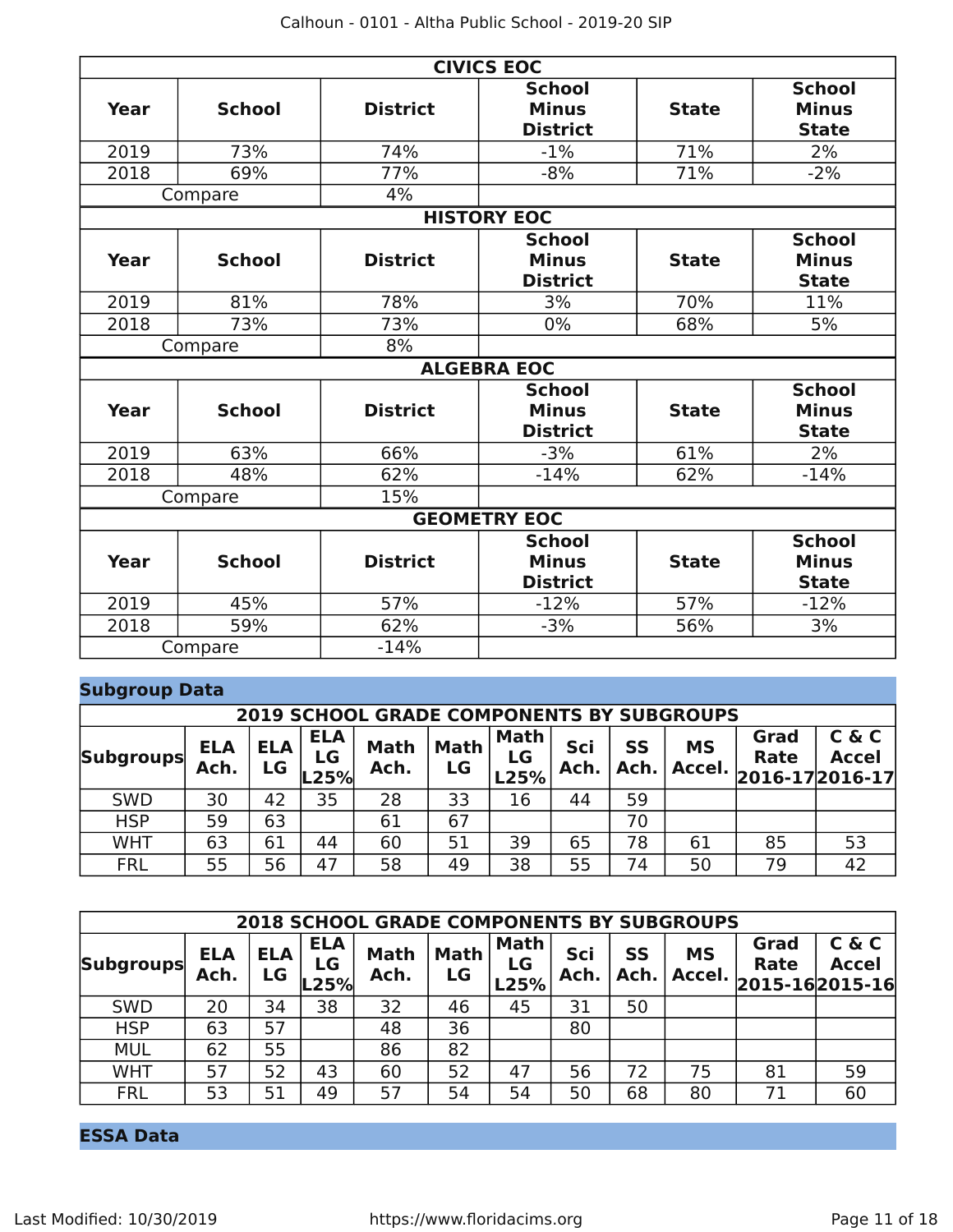| CIVICS EOC | | | | | |
|---|---|---|---|---|---|
| **Year** | **School** | **District** | **School Minus District** | **State** | **School Minus State** |
| 2019 | 73% | 74% | -1% | 71% | 2% |
| 2018 | 69% | 77% | -8% | 71% | -2% |
| Compare | | 4% | | | |

| HISTORY EOC | | | | | |
|---|---|---|---|---|---|
| **Year** | **School** | **District** | **School Minus District** | **State** | **School Minus State** |
| 2019 | 81% | 78% | 3% | 70% | 11% |
| 2018 | 73% | 73% | 0% | 68% | 5% |
| Compare | | 8% | | | |

| ALGEBRA EOC | | | | | |
|---|---|---|---|---|---|
| **Year** | **School** | **District** | **School Minus District** | **State** | **School Minus State** |
| 2019 | 63% | 66% | -3% | 61% | 2% |
| 2018 | 48% | 62% | -14% | 62% | -14% |
| Compare | | 15% | | | |

| GEOMETRY EOC | | | | | |
|---|---|---|---|---|---|
| **Year** | **School** | **District** | **School Minus District** | **State** | **School Minus State** |
| 2019 | 45% | 57% | -12% | 57% | -12% |
| 2018 | 59% | 62% | -3% | 56% | 3% |
| Compare | | -14% | | | |

## Subgroup Data

| 2019 SCHOOL GRADE COMPONENTS BY SUBGROUPS | | | | | | | | | | | |
|---|---|---|---|---|---|---|---|---|---|---|---|
| **Subgroups** | **ELA Ach.** | **ELA LG** | **ELA LG L25%** | **Math Ach.** | **Math LG** | **Math LG L25%** | **Sci Ach.** | **SS Ach.** | **MS Accel.** | **Grad Rate 2016-17** | **C & C Accel 2016-17** |
| SWD | 30 | 42 | 35 | 28 | 33 | 16 | 44 | 59 | | | |
| HSP | 59 | 63 | | 61 | 67 | | | 70 | | | |
| WHT | 63 | 61 | 44 | 60 | 51 | 39 | 65 | 78 | 61 | 85 | 53 |
| FRL | 55 | 56 | 47 | 58 | 49 | 38 | 55 | 74 | 50 | 79 | 42 |

| 2018 SCHOOL GRADE COMPONENTS BY SUBGROUPS | | | | | | | | | | | |
|---|---|---|---|---|---|---|---|---|---|---|---|
| **Subgroups** | **ELA Ach.** | **ELA LG** | **ELA LG L25%** | **Math Ach.** | **Math LG** | **Math LG L25%** | **Sci Ach.** | **SS Ach.** | **MS Accel.** | **Grad Rate 2015-16** | **C & C Accel 2015-16** |
| SWD | 20 | 34 | 38 | 32 | 46 | 45 | 31 | 50 | | | |
| HSP | 63 | 57 | | 48 | 36 | | 80 | | | | |
| MUL | 62 | 55 | | 86 | 82 | | | | | | |
| WHT | 57 | 52 | 43 | 60 | 52 | 47 | 56 | 72 | 75 | 81 | 59 |
| FRL | 53 | 51 | 49 | 57 | 54 | 54 | 50 | 68 | 80 | 71 | 60 |

## ESSA Data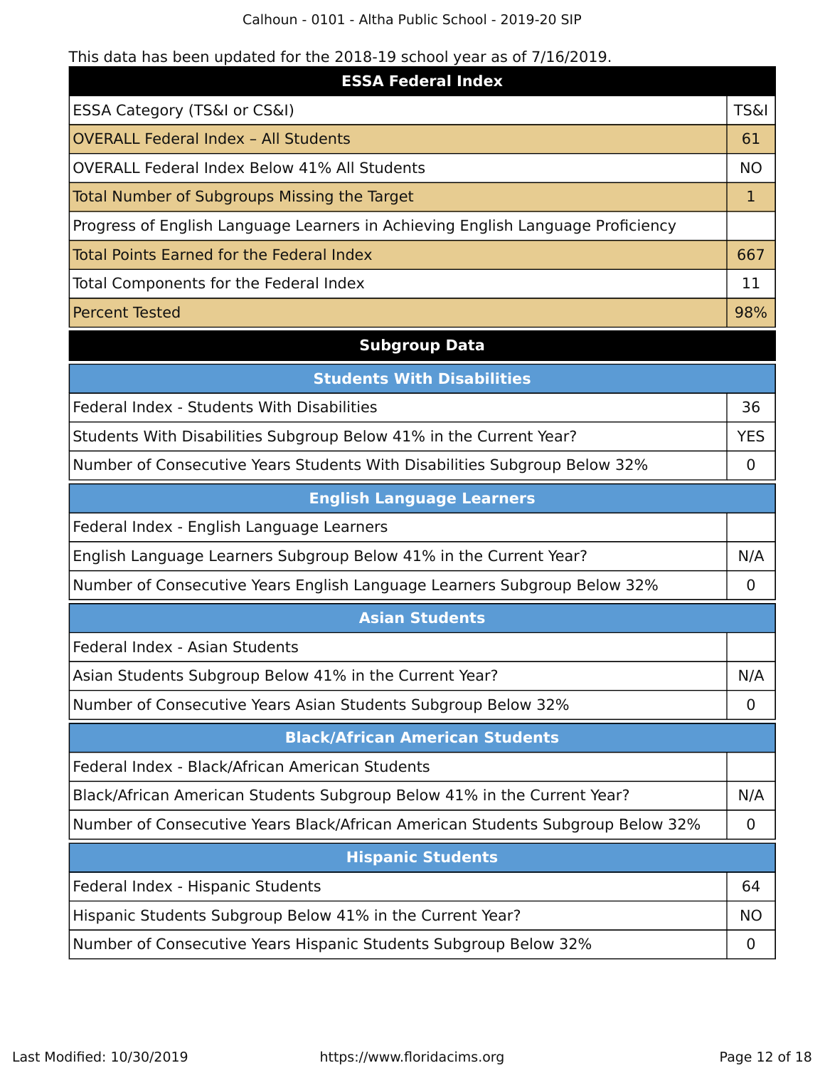This data has been updated for the 2018-19 school year as of 7/16/2019.

| ESSA Federal Index | |
|---|---|
| ESSA Category (TS&I or CS&I) | TS&I |
| OVERALL Federal Index – All Students | 61 |
| OVERALL Federal Index Below 41% All Students | NO |
| Total Number of Subgroups Missing the Target | 1 |
| Progress of English Language Learners in Achieving English Language Proficiency | |
| Total Points Earned for the Federal Index | 667 |
| Total Components for the Federal Index | 11 |
| Percent Tested | 98% |

## Subgroup Data

| Students With Disabilities | |
|---|---|
| Federal Index - Students With Disabilities | 36 |
| Students With Disabilities Subgroup Below 41% in the Current Year? | YES |
| Number of Consecutive Years Students With Disabilities Subgroup Below 32% | 0 |

| English Language Learners | |
|---|---|
| Federal Index - English Language Learners | |
| English Language Learners Subgroup Below 41% in the Current Year? | N/A |
| Number of Consecutive Years English Language Learners Subgroup Below 32% | 0 |

| Asian Students | |
|---|---|
| Federal Index - Asian Students | |
| Asian Students Subgroup Below 41% in the Current Year? | N/A |
| Number of Consecutive Years Asian Students Subgroup Below 32% | 0 |

| Black/African American Students | |
|---|---|
| Federal Index - Black/African American Students | |
| Black/African American Students Subgroup Below 41% in the Current Year? | N/A |
| Number of Consecutive Years Black/African American Students Subgroup Below 32% | 0 |

| Hispanic Students | |
|---|---|
| Federal Index - Hispanic Students | 64 |
| Hispanic Students Subgroup Below 41% in the Current Year? | NO |
| Number of Consecutive Years Hispanic Students Subgroup Below 32% | 0 |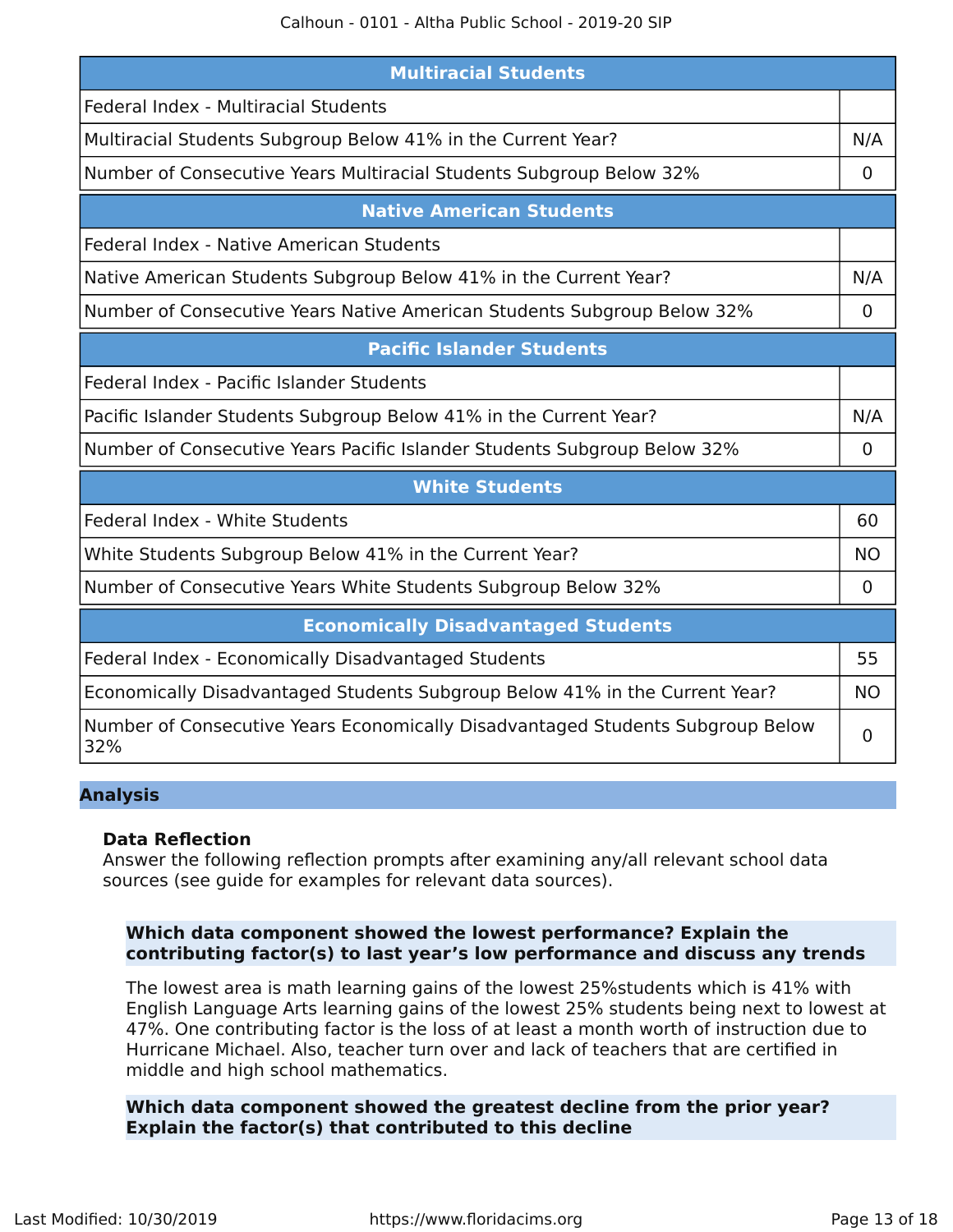| Multiracial Students | |
|---|---|
| Federal Index - Multiracial Students | |
| Multiracial Students Subgroup Below 41% in the Current Year? | N/A |
| Number of Consecutive Years Multiracial Students Subgroup Below 32% | 0 |

| Native American Students | |
|---|---|
| Federal Index - Native American Students | |
| Native American Students Subgroup Below 41% in the Current Year? | N/A |
| Number of Consecutive Years Native American Students Subgroup Below 32% | 0 |

| Pacific Islander Students | |
|---|---|
| Federal Index - Pacific Islander Students | |
| Pacific Islander Students Subgroup Below 41% in the Current Year? | N/A |
| Number of Consecutive Years Pacific Islander Students Subgroup Below 32% | 0 |

| White Students | |
|---|---|
| Federal Index - White Students | 60 |
| White Students Subgroup Below 41% in the Current Year? | NO |
| Number of Consecutive Years White Students Subgroup Below 32% | 0 |

| Economically Disadvantaged Students | |
|---|---|
| Federal Index - Economically Disadvantaged Students | 55 |
| Economically Disadvantaged Students Subgroup Below 41% in the Current Year? | NO |
| Number of Consecutive Years Economically Disadvantaged Students Subgroup Below 32% | 0 |

## Analysis

### Data Reflection

Answer the following reflection prompts after examining any/all relevant school data sources (see guide for examples for relevant data sources).

**Which data component showed the lowest performance? Explain the contributing factor(s) to last year's low performance and discuss any trends**

The lowest area is math learning gains of the lowest 25%students which is 41% with English Language Arts learning gains of the lowest 25% students being next to lowest at 47%. One contributing factor is the loss of at least a month worth of instruction due to Hurricane Michael. Also, teacher turn over and lack of teachers that are certified in middle and high school mathematics.

**Which data component showed the greatest decline from the prior year? Explain the factor(s) that contributed to this decline**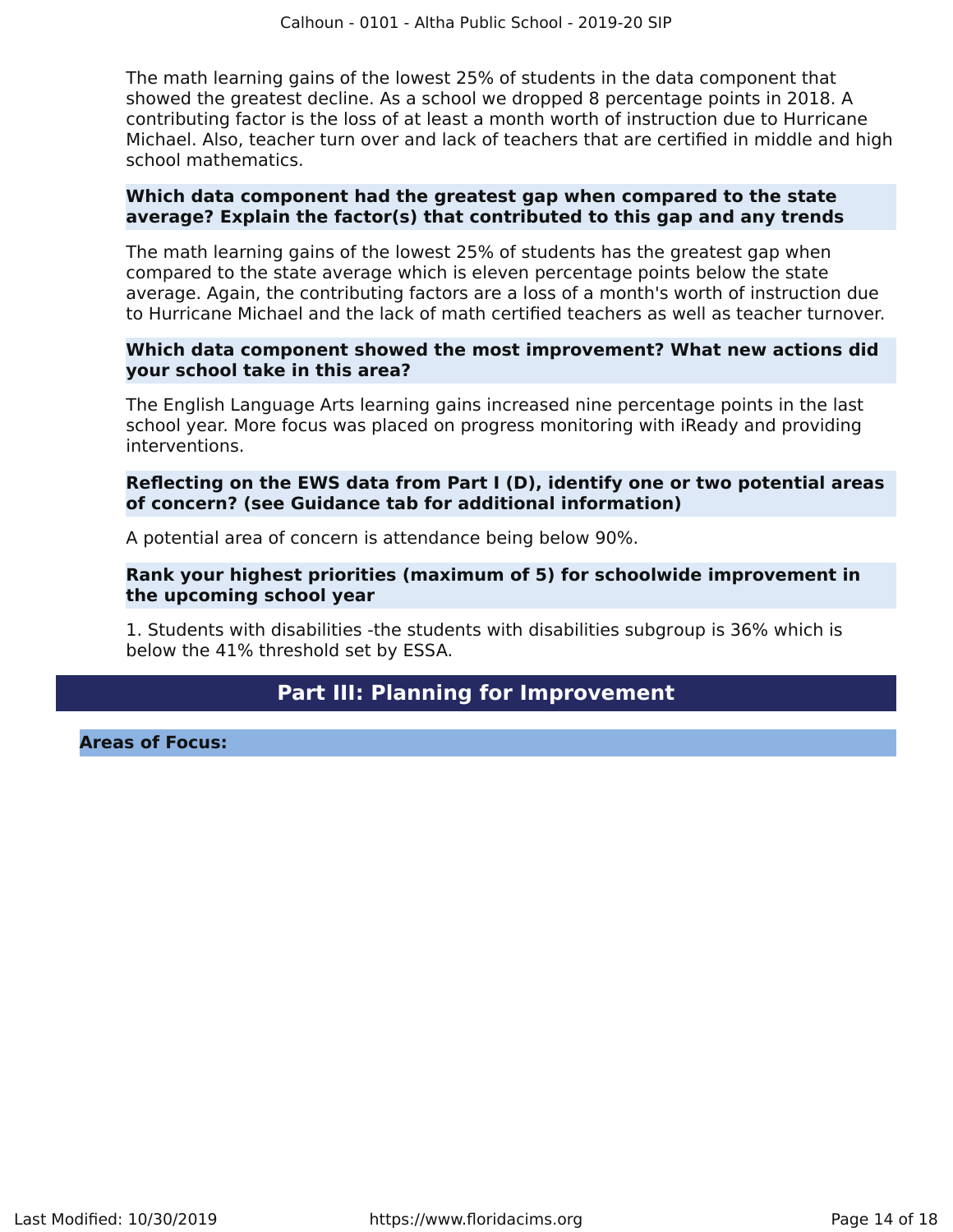The math learning gains of the lowest 25% of students in the data component that showed the greatest decline. As a school we dropped 8 percentage points in 2018. A contributing factor is the loss of at least a month worth of instruction due to Hurricane Michael. Also, teacher turn over and lack of teachers that are certified in middle and high school mathematics.

**Which data component had the greatest gap when compared to the state average? Explain the factor(s) that contributed to this gap and any trends**

The math learning gains of the lowest 25% of students has the greatest gap when compared to the state average which is eleven percentage points below the state average. Again, the contributing factors are a loss of a month's worth of instruction due to Hurricane Michael and the lack of math certified teachers as well as teacher turnover.

**Which data component showed the most improvement? What new actions did your school take in this area?**

The English Language Arts learning gains increased nine percentage points in the last school year. More focus was placed on progress monitoring with iReady and providing interventions.

**Reflecting on the EWS data from Part I (D), identify one or two potential areas of concern? (see Guidance tab for additional information)**

A potential area of concern is attendance being below 90%.

**Rank your highest priorities (maximum of 5) for schoolwide improvement in the upcoming school year**

1. Students with disabilities -the students with disabilities subgroup is 36% which is below the 41% threshold set by ESSA.

## Part III: Planning for Improvement

**Areas of Focus:**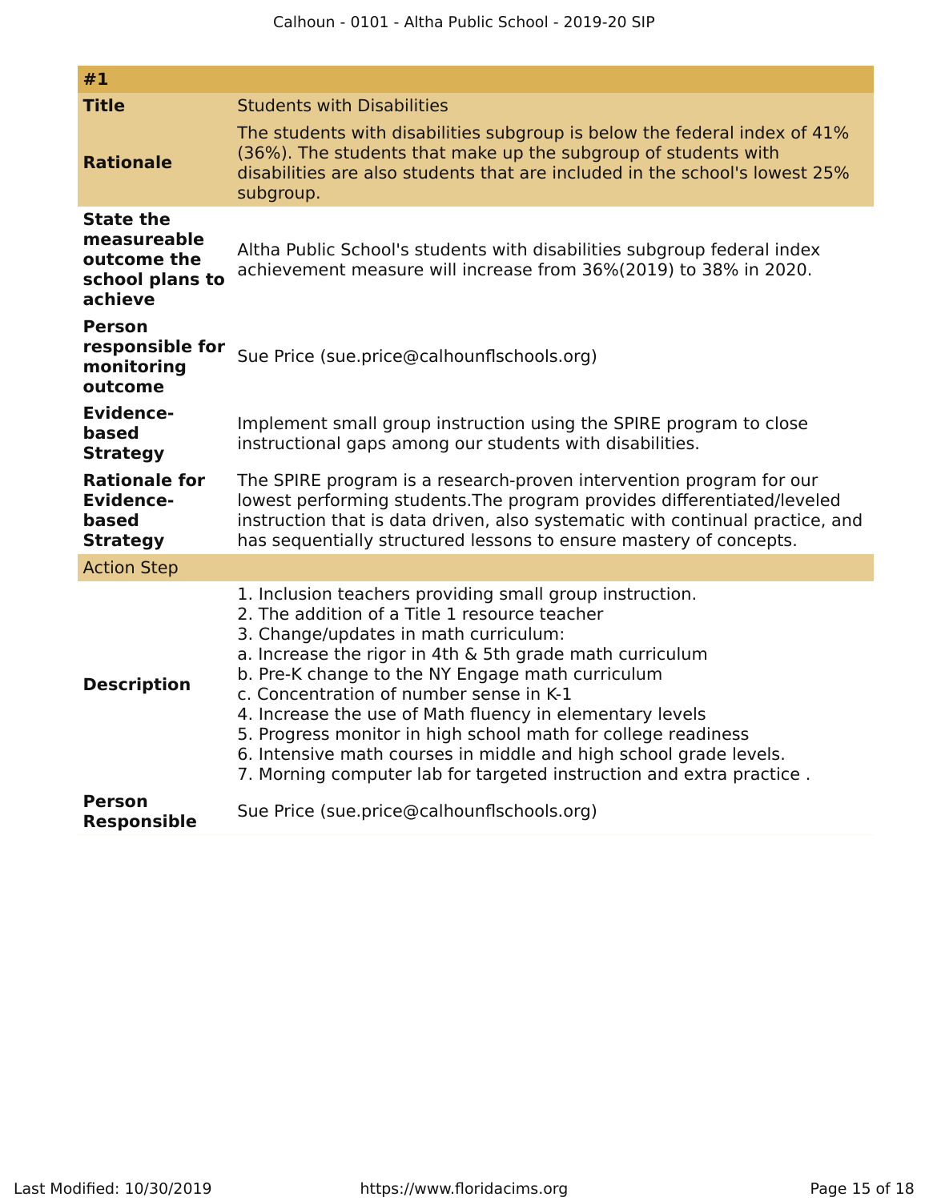| #1 | |
|---|---|
| **Title** | Students with Disabilities |
| **Rationale** | The students with disabilities subgroup is below the federal index of 41% (36%). The students that make up the subgroup of students with disabilities are also students that are included in the school's lowest 25% subgroup. |
| **State the measureable outcome the school plans to achieve** | Altha Public School's students with disabilities subgroup federal index achievement measure will increase from 36%(2019) to 38% in 2020. |
| **Person responsible for monitoring outcome** | Sue Price (sue.price@calhounflschools.org) |
| **Evidence-based Strategy** | Implement small group instruction using the SPIRE program to close instructional gaps among our students with disabilities. |
| **Rationale for Evidence-based Strategy** | The SPIRE program is a research-proven intervention program for our lowest performing students.The program provides differentiated/leveled instruction that is data driven, also systematic with continual practice, and has sequentially structured lessons to ensure mastery of concepts. |
| Action Step | |
| **Description** | 1. Inclusion teachers providing small group instruction.<br>2. The addition of a Title 1 resource teacher<br>3. Change/updates in math curriculum:<br>a. Increase the rigor in 4th & 5th grade math curriculum<br>b. Pre-K change to the NY Engage math curriculum<br>c. Concentration of number sense in K-1<br>4. Increase the use of Math fluency in elementary levels<br>5. Progress monitor in high school math for college readiness<br>6. Intensive math courses in middle and high school grade levels.<br>7. Morning computer lab for targeted instruction and extra practice . |
| **Person Responsible** | Sue Price (sue.price@calhounflschools.org) |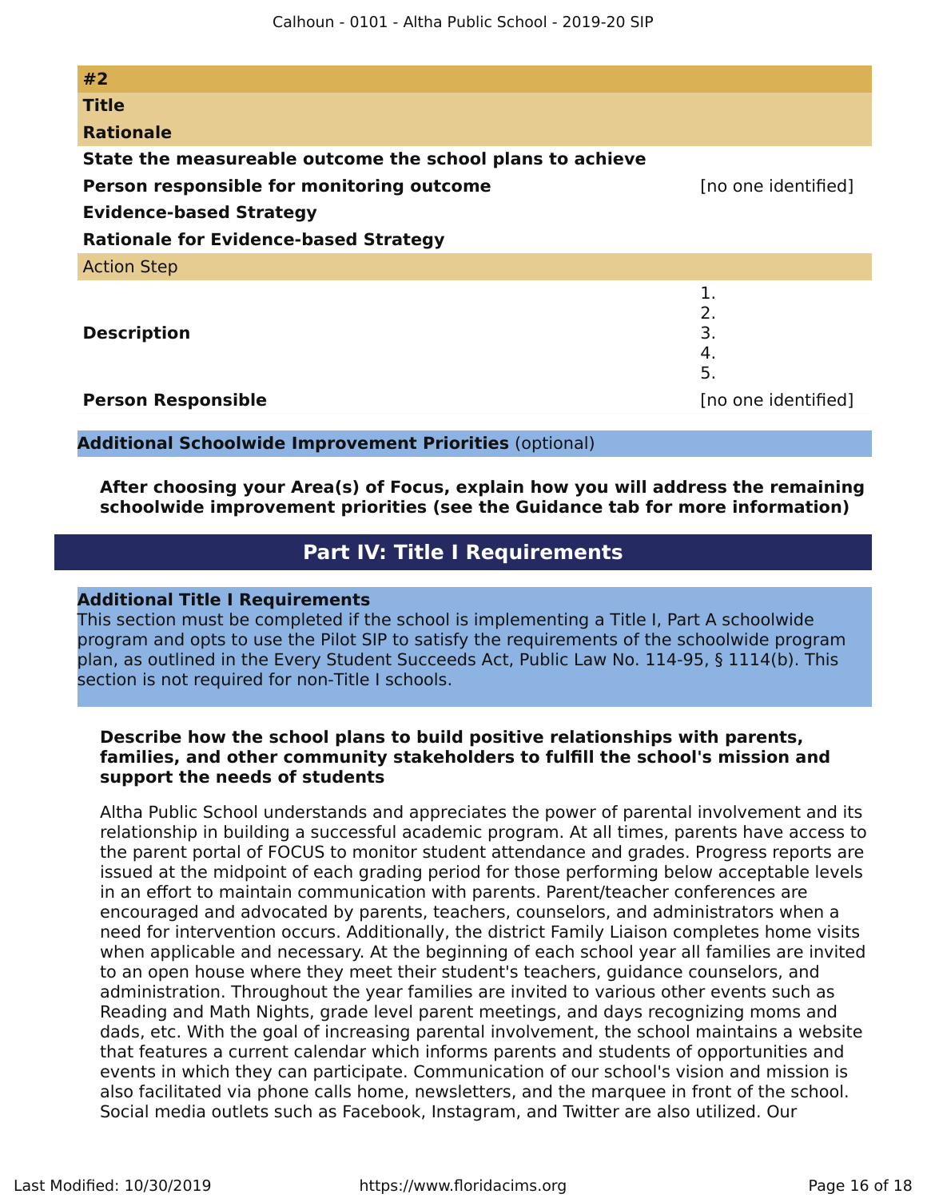| **#2** | |
|---|---|
| **Title** | |
| **Rationale** | |
| **State the measureable outcome the school plans to achieve** | |
| **Person responsible for monitoring outcome** | [no one identified] |
| **Evidence-based Strategy** | |
| **Rationale for Evidence-based Strategy** | |
| Action Step | |
| **Description** | 1.<br>2.<br>3.<br>4.<br>5. |
| **Person Responsible** | [no one identified] |

**Additional Schoolwide Improvement Priorities** (optional)

**After choosing your Area(s) of Focus, explain how you will address the remaining schoolwide improvement priorities (see the Guidance tab for more information)**

## Part IV: Title I Requirements

**Additional Title I Requirements**

This section must be completed if the school is implementing a Title I, Part A schoolwide program and opts to use the Pilot SIP to satisfy the requirements of the schoolwide program plan, as outlined in the Every Student Succeeds Act, Public Law No. 114-95, § 1114(b). This section is not required for non-Title I schools.

**Describe how the school plans to build positive relationships with parents, families, and other community stakeholders to fulfill the school's mission and support the needs of students**

Altha Public School understands and appreciates the power of parental involvement and its relationship in building a successful academic program. At all times, parents have access to the parent portal of FOCUS to monitor student attendance and grades. Progress reports are issued at the midpoint of each grading period for those performing below acceptable levels in an effort to maintain communication with parents. Parent/teacher conferences are encouraged and advocated by parents, teachers, counselors, and administrators when a need for intervention occurs. Additionally, the district Family Liaison completes home visits when applicable and necessary. At the beginning of each school year all families are invited to an open house where they meet their student's teachers, guidance counselors, and administration. Throughout the year families are invited to various other events such as Reading and Math Nights, grade level parent meetings, and days recognizing moms and dads, etc. With the goal of increasing parental involvement, the school maintains a website that features a current calendar which informs parents and students of opportunities and events in which they can participate. Communication of our school's vision and mission is also facilitated via phone calls home, newsletters, and the marquee in front of the school. Social media outlets such as Facebook, Instagram, and Twitter are also utilized. Our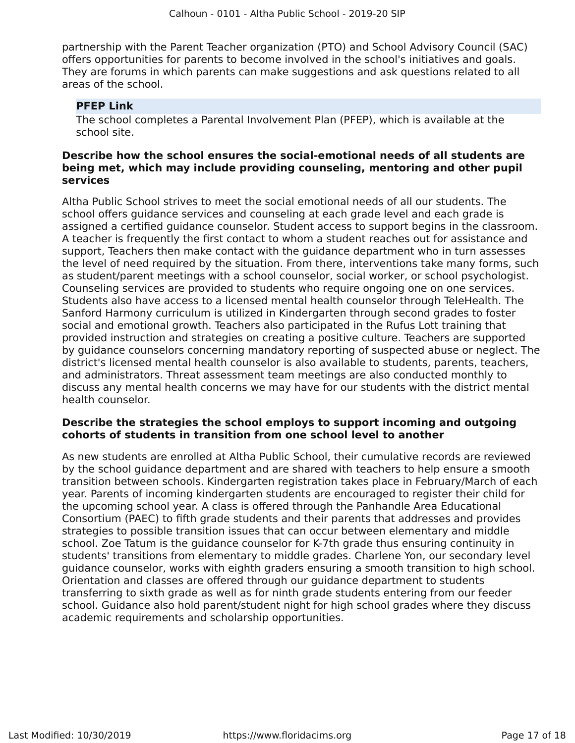partnership with the Parent Teacher organization (PTO) and School Advisory Council (SAC) offers opportunities for parents to become involved in the school's initiatives and goals. They are forums in which parents can make suggestions and ask questions related to all areas of the school.

**PFEP Link**

The school completes a Parental Involvement Plan (PFEP), which is available at the school site.

**Describe how the school ensures the social-emotional needs of all students are being met, which may include providing counseling, mentoring and other pupil services**

Altha Public School strives to meet the social emotional needs of all our students. The school offers guidance services and counseling at each grade level and each grade is assigned a certified guidance counselor. Student access to support begins in the classroom. A teacher is frequently the first contact to whom a student reaches out for assistance and support, Teachers then make contact with the guidance department who in turn assesses the level of need required by the situation. From there, interventions take many forms, such as student/parent meetings with a school counselor, social worker, or school psychologist. Counseling services are provided to students who require ongoing one on one services. Students also have access to a licensed mental health counselor through TeleHealth. The Sanford Harmony curriculum is utilized in Kindergarten through second grades to foster social and emotional growth. Teachers also participated in the Rufus Lott training that provided instruction and strategies on creating a positive culture. Teachers are supported by guidance counselors concerning mandatory reporting of suspected abuse or neglect. The district's licensed mental health counselor is also available to students, parents, teachers, and administrators. Threat assessment team meetings are also conducted monthly to discuss any mental health concerns we may have for our students with the district mental health counselor.

**Describe the strategies the school employs to support incoming and outgoing cohorts of students in transition from one school level to another**

As new students are enrolled at Altha Public School, their cumulative records are reviewed by the school guidance department and are shared with teachers to help ensure a smooth transition between schools. Kindergarten registration takes place in February/March of each year. Parents of incoming kindergarten students are encouraged to register their child for the upcoming school year. A class is offered through the Panhandle Area Educational Consortium (PAEC) to fifth grade students and their parents that addresses and provides strategies to possible transition issues that can occur between elementary and middle school. Zoe Tatum is the guidance counselor for K-7th grade thus ensuring continuity in students' transitions from elementary to middle grades. Charlene Yon, our secondary level guidance counselor, works with eighth graders ensuring a smooth transition to high school. Orientation and classes are offered through our guidance department to students transferring to sixth grade as well as for ninth grade students entering from our feeder school. Guidance also hold parent/student night for high school grades where they discuss academic requirements and scholarship opportunities.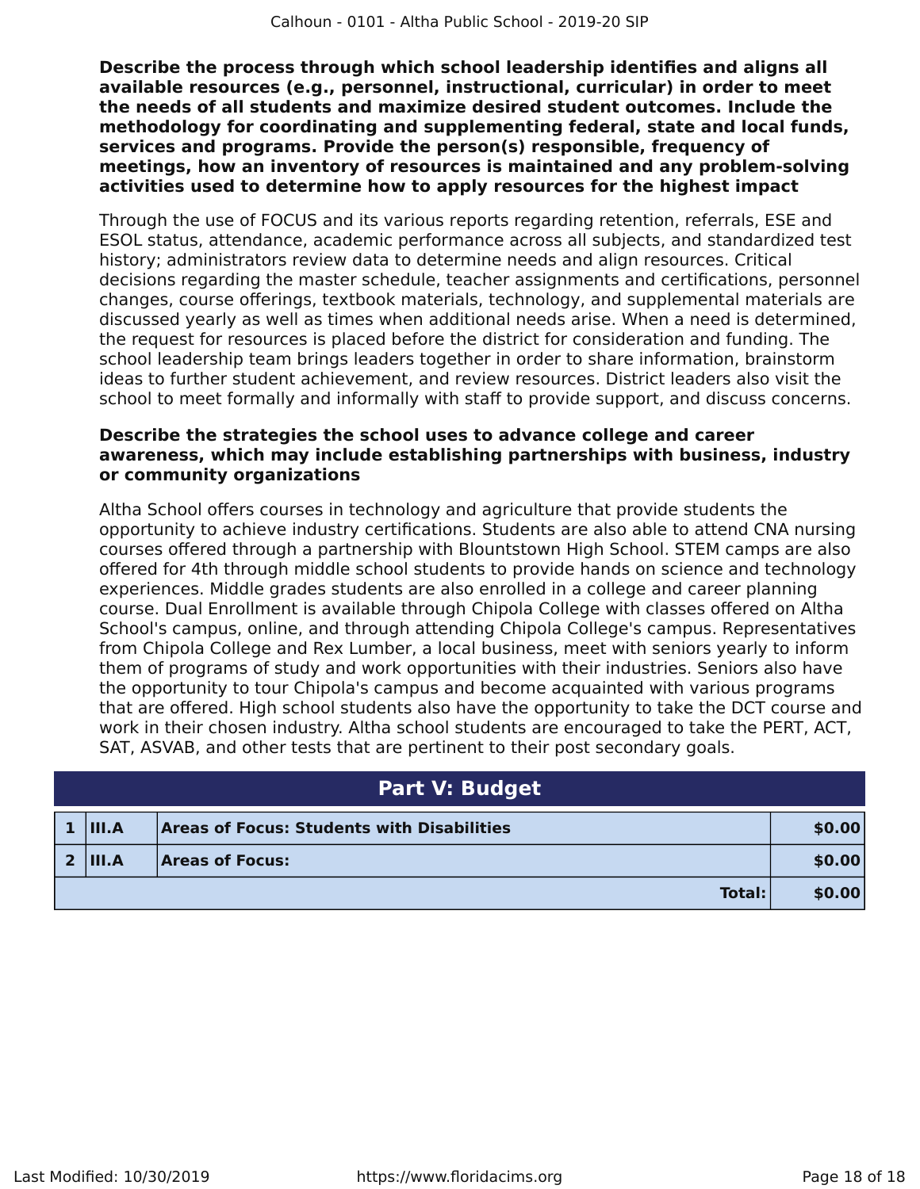**Describe the process through which school leadership identifies and aligns all available resources (e.g., personnel, instructional, curricular) in order to meet the needs of all students and maximize desired student outcomes. Include the methodology for coordinating and supplementing federal, state and local funds, services and programs. Provide the person(s) responsible, frequency of meetings, how an inventory of resources is maintained and any problem-solving activities used to determine how to apply resources for the highest impact**

Through the use of FOCUS and its various reports regarding retention, referrals, ESE and ESOL status, attendance, academic performance across all subjects, and standardized test history; administrators review data to determine needs and align resources. Critical decisions regarding the master schedule, teacher assignments and certifications, personnel changes, course offerings, textbook materials, technology, and supplemental materials are discussed yearly as well as times when additional needs arise. When a need is determined, the request for resources is placed before the district for consideration and funding. The school leadership team brings leaders together in order to share information, brainstorm ideas to further student achievement, and review resources. District leaders also visit the school to meet formally and informally with staff to provide support, and discuss concerns.

**Describe the strategies the school uses to advance college and career awareness, which may include establishing partnerships with business, industry or community organizations**

Altha School offers courses in technology and agriculture that provide students the opportunity to achieve industry certifications. Students are also able to attend CNA nursing courses offered through a partnership with Blountstown High School. STEM camps are also offered for 4th through middle school students to provide hands on science and technology experiences. Middle grades students are also enrolled in a college and career planning course. Dual Enrollment is available through Chipola College with classes offered on Altha School's campus, online, and through attending Chipola College's campus. Representatives from Chipola College and Rex Lumber, a local business, meet with seniors yearly to inform them of programs of study and work opportunities with their industries. Seniors also have the opportunity to tour Chipola's campus and become acquainted with various programs that are offered. High school students also have the opportunity to take the DCT course and work in their chosen industry. Altha school students are encouraged to take the PERT, ACT, SAT, ASVAB, and other tests that are pertinent to their post secondary goals.

## Part V: Budget

| | | | |
|---|---|---|---|
| 1 | III.A | Areas of Focus: Students with Disabilities | $0.00 |
| 2 | III.A | Areas of Focus: | $0.00 |
| | | Total: | $0.00 |